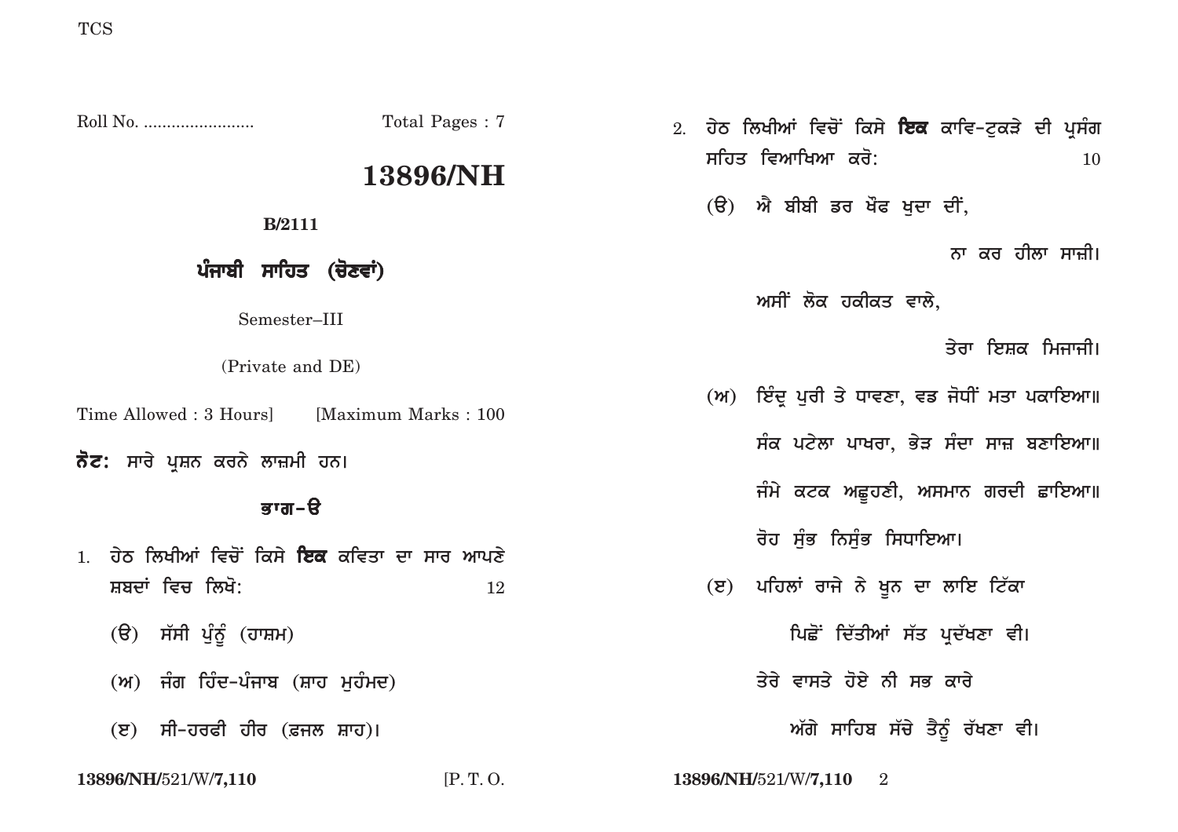TCS

Roll No. ........................ Total Pages : 7

# 13896/NH

**B/2111**

## ਪੰਜਾਬੀ ਸਾਹਿਤ (ਚੋਣਵਾਂ)

Semester–III

(Private and DE)

Time Allowed : 3 Hours] [Maximum Marks : 100

**ਨੋਟ:** ਸਾਰੇ ਪ੍ਰਸ਼ਨ ਕਰਨੇ ਲਾਜ਼ਮੀ ਹਨ।

### ਭਾਗ–ੳ

1. ਹੇਠ ਲਿਖੀਆਂ ਵਿਚੋਂ ਕਿਸੇ **ਇਕ** ਕਵਿਤਾ ਦਾ ਸਾਰ ਆਪਣੇ ਸ਼ਬਦਾਂ ਵਿਚ ਲਿਖੋ: 12

   (ੳ) ਸੱਸੀ ਪੁੰਨੂੰ (ਹਾਸ਼ਮ)

   (ਅ) ਜੰਗ ਹਿੰਦ-ਪੰਜਾਬ (ਸ਼ਾਹ ਮੁਹੰਮਦ)

   (ੲ) ਸੀ-ਹਰਫੀ ਹੀਰ (ਫ਼ਜਲ ਸ਼ਾਹ)।

2. ਹੇਠ ਲਿਖੀਆਂ ਵਿਚੋਂ ਕਿਸੇ **ਇਕ** ਕਾਵਿ-ਟੁਕੜੇ ਦੀ ਪ੍ਰਸੰਗ ਸਹਿਤ ਵਿਆਖਿਆ ਕਰੋ: 10

   (ੳ) ਐ ਬੀਬੀ ਡਰ ਖੌਫ ਖੁਦਾ ਦੀਂ,

   ਨਾ ਕਰ ਹੀਲਾ ਸਾਜ਼ੀ।

   ਅਸੀਂ ਲੋਕ ਹਕੀਕਤ ਵਾਲੇ,

   ਤੇਰਾ ਇਸ਼ਕ ਮਿਜਾਜੀ।

   (ਅ) ਇੰਦ੍ਰ ਪੁਰੀ ਤੇ ਧਾਵਣਾ, ਵਡ ਜੋਧੀਂ ਮਤਾ ਪਕਾਇਆ॥

   ਸੰਕ ਪਟੇਲਾ ਪਾਖਰਾ, ਭੇੜ ਸੰਦਾ ਸਾਜ਼ ਬਣਾਇਆ॥

   ਜੰਮੇ ਕਟਕ ਅਛੂਹਣੀ, ਅਸਮਾਨ ਗਰਦੀ ਛਾਇਆ॥

   ਰੋਹ ਸੁੰਭ ਨਿਸੁੰਭ ਸਿਧਾਇਆ।

   (ੲ) ਪਹਿਲਾਂ ਰਾਜੇ ਨੇ ਖੂਨ ਦਾ ਲਾਇ ਟਿੱਕਾ

   ਪਿਛੋਂ ਦਿੱਤੀਆਂ ਸੱਤ ਪ੍ਰਦੱਖਣਾ ਵੀ।

   ਤੇਰੇ ਵਾਸਤੇ ਹੋਏ ਨੀ ਸਭ ਕਾਰੇ

   ਅੱਗੇ ਸਾਹਿਬ ਸੱਚੇ ਤੈਨੂੰ ਰੱਖਣਾ ਵੀ।

13896/NH/521/W/7,110 [P. T. O.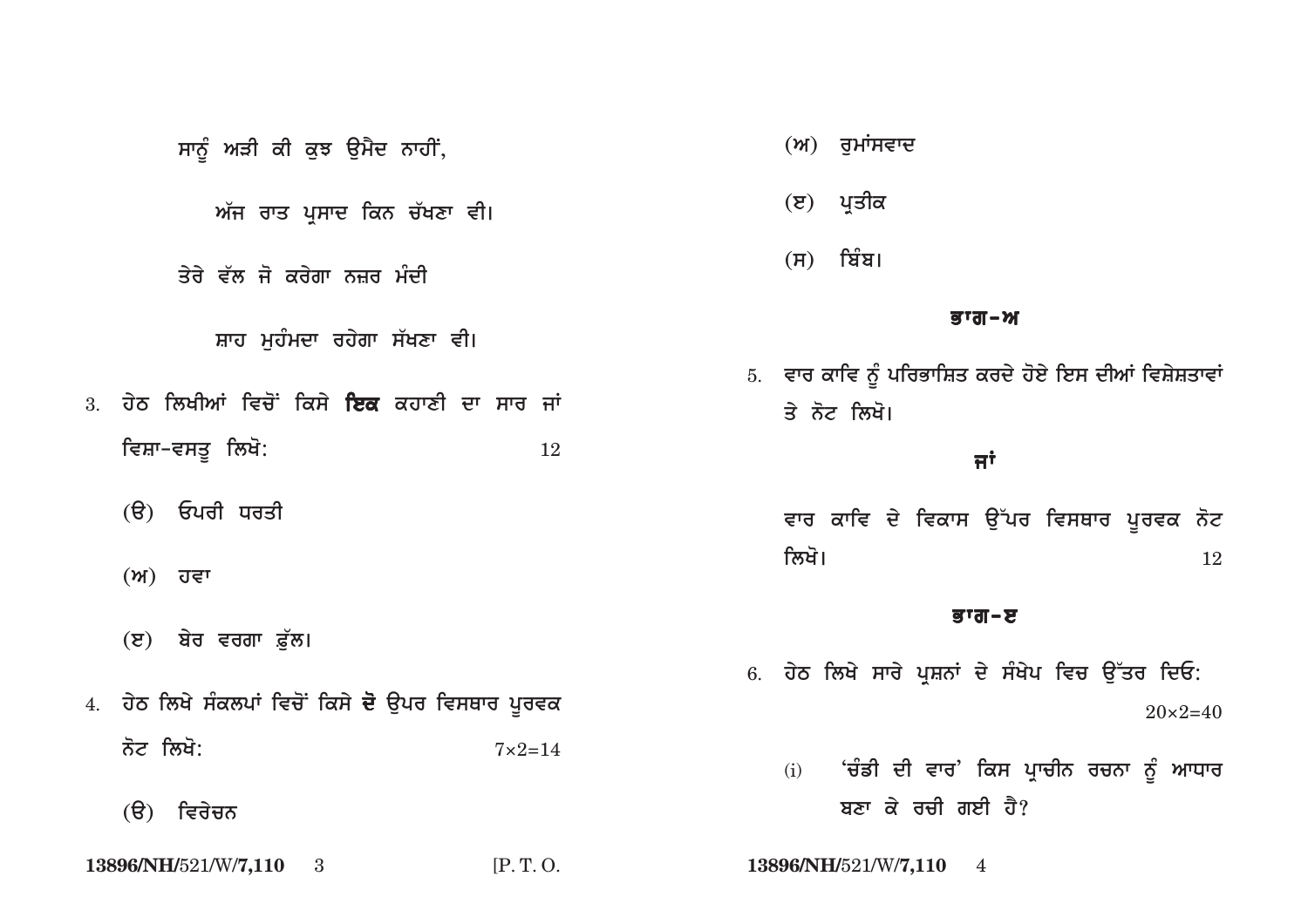ਸਾਨੂੰ ਅੜੀ ਕੀ ਕੁਝ ਉਮੈਦ ਨਾਹੀਂ,

ਅੱਜ ਰਾਤ ਪ੍ਰਸਾਦ ਕਿਨ ਚੱਖਣਾ ਵੀ।

ਤੇਰੇ ਵੱਲ ਜੋ ਕਰੇਗਾ ਨਜ਼ਰ ਮੰਦੀ

ਸ਼ਾਹ ਮੁਹੰਮਦਾ ਰਹੇਗਾ ਸੱਖਣਾ ਵੀ।

3. ਹੇਠ ਲਿਖੀਆਂ ਵਿਚੋਂ ਕਿਸੇ **ਇਕ** ਕਹਾਣੀ ਦਾ ਸਾਰ ਜਾਂ ਵਿਸ਼ਾ-ਵਸਤੂ ਲਿਖੋ: 12

   (ੳ) ਓਪਰੀ ਧਰਤੀ

   (ਅ) ਹਵਾ

   (ੲ) ਬੇਰ ਵਰਗਾ ਫ਼ੁੱਲ।

4. ਹੇਠ ਲਿਖੇ ਸੰਕਲਪਾਂ ਵਿਚੋਂ ਕਿਸੇ **ਦੋ** ਉਪਰ ਵਿਸਥਾਰ ਪੂਰਵਕ ਨੋਟ ਲਿਖੋ: 7×2=14

   (ੳ) ਵਿਰੇਚਨ

   (ਅ) ਰੁਮਾਂਸਵਾਦ

   (ੲ) ਪ੍ਰਤੀਕ

   (ਸ) ਬਿੰਬ।

## ਭਾਗ-ਅ

5. ਵਾਰ ਕਾਵਿ ਨੂੰ ਪਰਿਭਾਸ਼ਿਤ ਕਰਦੇ ਹੋਏ ਇਸ ਦੀਆਂ ਵਿਸ਼ੇਸ਼ਤਾਵਾਂ ਤੇ ਨੋਟ ਲਿਖੋ।

   **ਜਾਂ**

   ਵਾਰ ਕਾਵਿ ਦੇ ਵਿਕਾਸ ਉੱਪਰ ਵਿਸਥਾਰ ਪੂਰਵਕ ਨੋਟ ਲਿਖੋ। 12

## ਭਾਗ-ੲ

6. ਹੇਠ ਲਿਖੇ ਸਾਰੇ ਪ੍ਰਸ਼ਨਾਂ ਦੇ ਸੰਖੇਪ ਵਿਚ ਉੱਤਰ ਦਿਓ: 20×2=40

   (i) 'ਚੰਡੀ ਦੀ ਵਾਰ' ਕਿਸ ਪ੍ਰਾਚੀਨ ਰਚਨਾ ਨੂੰ ਆਧਾਰ ਬਣਾ ਕੇ ਰਚੀ ਗਈ ਹੈ?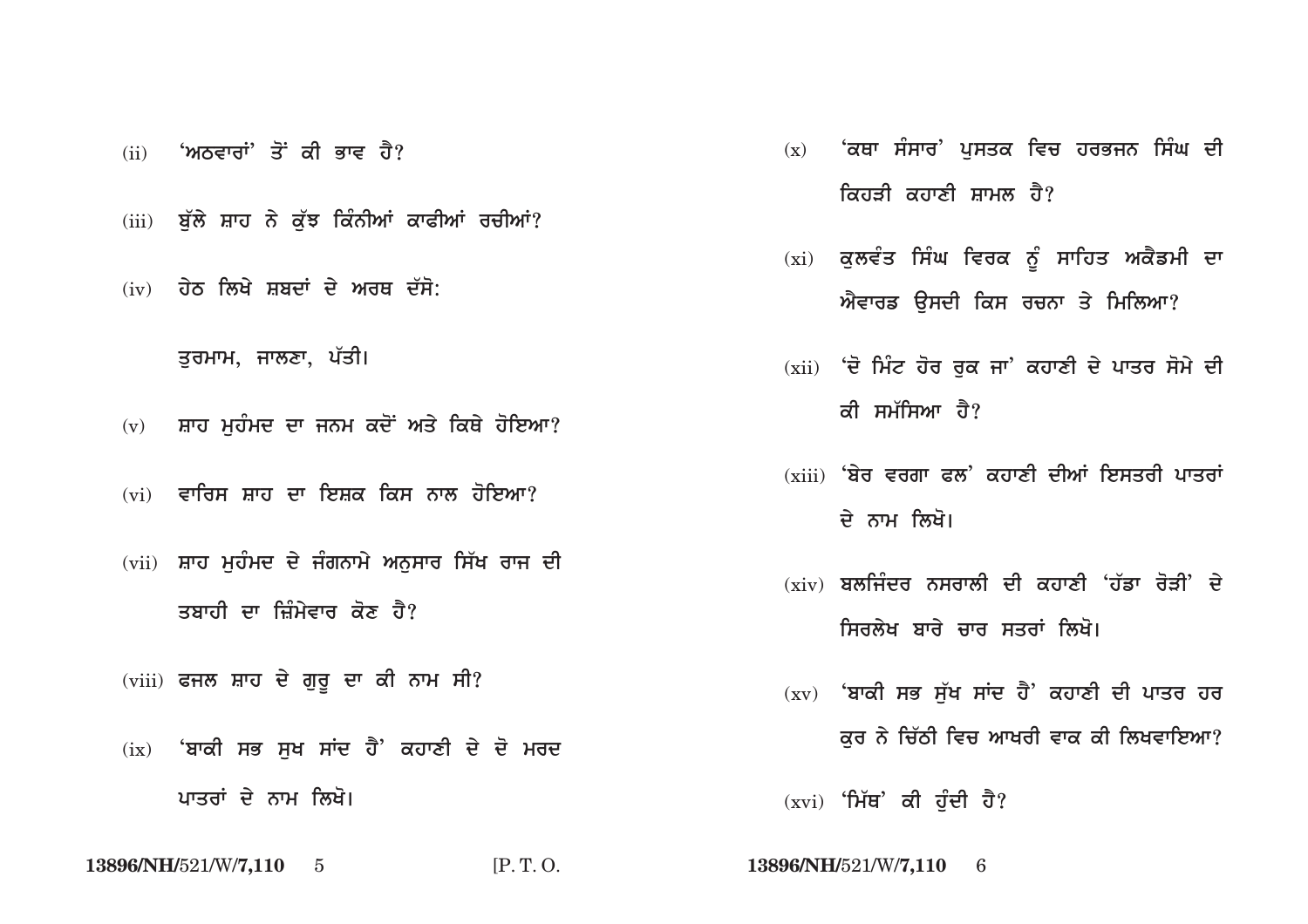(ii) 'ਅਠਵਾਰਾਂ' ਤੋਂ ਕੀ ਭਾਵ ਹੈ?

(iii) ਬੁੱਲੇ ਸ਼ਾਹ ਨੇ ਕੁੱਝ ਕਿੰਨੀਆਂ ਕਾਫੀਆਂ ਰਚੀਆਂ?

(iv) ਹੇਠ ਲਿਖੇ ਸ਼ਬਦਾਂ ਦੇ ਅਰਥ ਦੱਸੋ:

ਤੁਰਮਾਮ, ਜਾਲਣਾ, ਪੱਤੀ।

(v) ਸ਼ਾਹ ਮੁਹੰਮਦ ਦਾ ਜਨਮ ਕਦੋਂ ਅਤੇ ਕਿਥੇ ਹੋਇਆ?

(vi) ਵਾਰਿਸ ਸ਼ਾਹ ਦਾ ਇਸ਼ਕ ਕਿਸ ਨਾਲ ਹੋਇਆ?

(vii) ਸ਼ਾਹ ਮੁਹੰਮਦ ਦੇ ਜੰਗਨਾਮੇ ਅਨੁਸਾਰ ਸਿੱਖ ਰਾਜ ਦੀ ਤਬਾਹੀ ਦਾ ਜ਼ਿੰਮੇਵਾਰ ਕੌਣ ਹੈ?

(viii) ਫਜਲ ਸ਼ਾਹ ਦੇ ਗੁਰੂ ਦਾ ਕੀ ਨਾਮ ਸੀ?

(ix) 'ਬਾਕੀ ਸਭ ਸੁਖ ਸਾਂਦ ਹੈ' ਕਹਾਣੀ ਦੇ ਦੋ ਮਰਦ ਪਾਤਰਾਂ ਦੇ ਨਾਮ ਲਿਖੋ।

(x) 'ਕਥਾ ਸੰਸਾਰ' ਪੁਸਤਕ ਵਿਚ ਹਰਭਜਨ ਸਿੰਘ ਦੀ ਕਿਹੜੀ ਕਹਾਣੀ ਸ਼ਾਮਲ ਹੈ?

(xi) ਕੁਲਵੰਤ ਸਿੰਘ ਵਿਰਕ ਨੂੰ ਸਾਹਿਤ ਅਕੈਡਮੀ ਦਾ ਐਵਾਰਡ ਉਸਦੀ ਕਿਸ ਰਚਨਾ ਤੇ ਮਿਲਿਆ?

(xii) 'ਦੋ ਮਿੰਟ ਹੋਰ ਰੁਕ ਜਾ' ਕਹਾਣੀ ਦੇ ਪਾਤਰ ਸੋਮੇ ਦੀ ਕੀ ਸਮੱਸਿਆ ਹੈ?

(xiii) 'ਬੇਰ ਵਰਗਾ ਫਲ' ਕਹਾਣੀ ਦੀਆਂ ਇਸਤਰੀ ਪਾਤਰਾਂ ਦੇ ਨਾਮ ਲਿਖੋ।

(xiv) ਬਲਜਿੰਦਰ ਨਸਰਾਲੀ ਦੀ ਕਹਾਣੀ 'ਹੱਡਾ ਰੋੜੀ' ਦੇ ਸਿਰਲੇਖ ਬਾਰੇ ਚਾਰ ਸਤਰਾਂ ਲਿਖੋ।

(xv) 'ਬਾਕੀ ਸਭ ਸੁੱਖ ਸਾਂਦ ਹੈ' ਕਹਾਣੀ ਦੀ ਪਾਤਰ ਹਰ ਕੁਰ ਨੇ ਚਿੱਠੀ ਵਿਚ ਆਖਰੀ ਵਾਕ ਕੀ ਲਿਖਵਾਇਆ?

(xvi) 'ਮਿੱਥ' ਕੀ ਹੁੰਦੀ ਹੈ?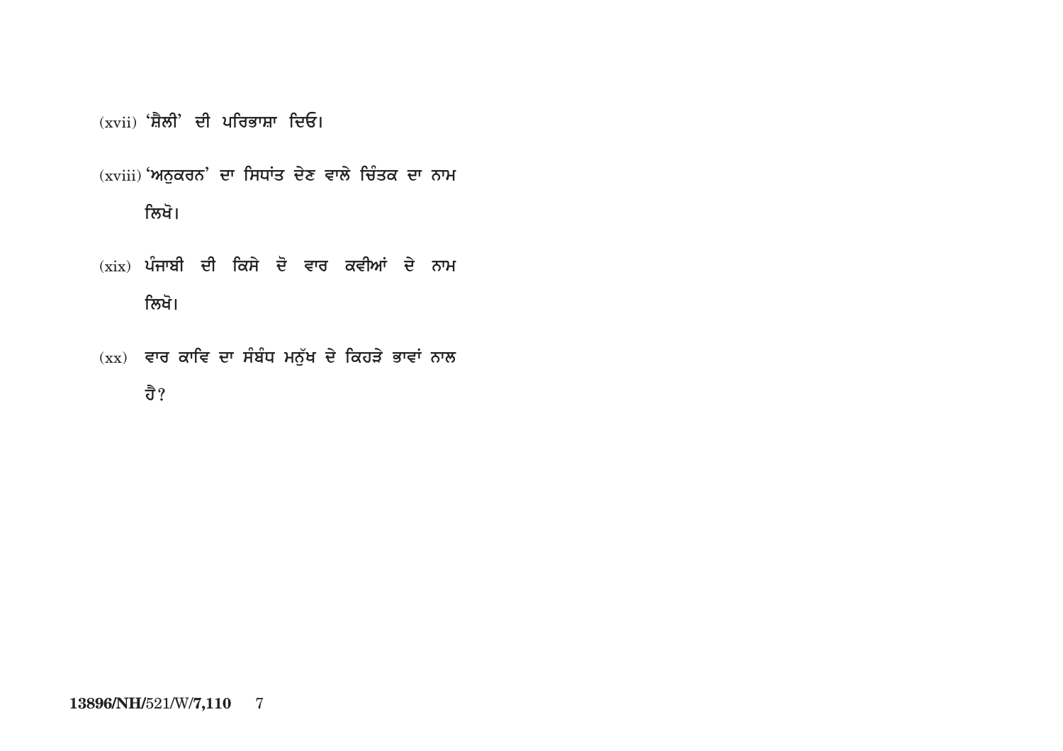(xvii) 'ਸ਼ੈਲੀ' ਦੀ ਪਰਿਭਾਸ਼ਾ ਦਿਓ।

(xviii) 'ਅਨੁਕਰਨ' ਦਾ ਸਿਧਾਂਤ ਦੇਣ ਵਾਲੇ ਚਿੰਤਕ ਦਾ ਨਾਮ ਲਿਖੋ।

(xix) ਪੰਜਾਬੀ ਦੀ ਕਿਸੇ ਦੋ ਵਾਰ ਕਵੀਆਂ ਦੇ ਨਾਮ ਲਿਖੋ।

(xx) ਵਾਰ ਕਾਵਿ ਦਾ ਸੰਬੰਧ ਮਨੁੱਖ ਦੇ ਕਿਹੜੇ ਭਾਵਾਂ ਨਾਲ ਹੈ?